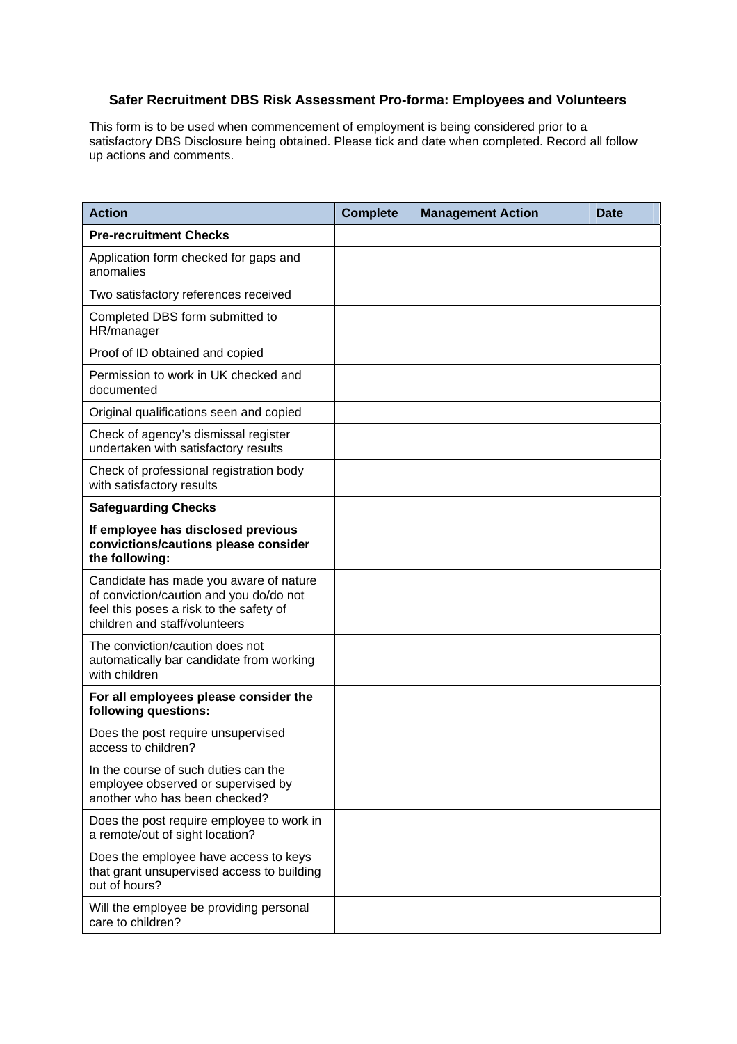# Safer Recruitment DBS Risk Assessment Pro-forma: Employees and Volunteers

This form is to be used when commencement of employment is being considered prior to a satisfactory DBS Disclosure being obtained. Please tick and date when completed. Record all follow up actions and comments.

| Action | Complete | Management Action | Date |
|---|---|---|---|
| **Pre-recruitment Checks** | | | |
| Application form checked for gaps and anomalies | | | |
| Two satisfactory references received | | | |
| Completed DBS form submitted to HR/manager | | | |
| Proof of ID obtained and copied | | | |
| Permission to work in UK checked and documented | | | |
| Original qualifications seen and copied | | | |
| Check of agency's dismissal register undertaken with satisfactory results | | | |
| Check of professional registration body with satisfactory results | | | |
| **Safeguarding Checks** | | | |
| **If employee has disclosed previous convictions/cautions please consider the following:** | | | |
| Candidate has made you aware of nature of conviction/caution and you do/do not feel this poses a risk to the safety of children and staff/volunteers | | | |
| The conviction/caution does not automatically bar candidate from working with children | | | |
| **For all employees please consider the following questions:** | | | |
| Does the post require unsupervised access to children? | | | |
| In the course of such duties can the employee observed or supervised by another who has been checked? | | | |
| Does the post require employee to work in a remote/out of sight location? | | | |
| Does the employee have access to keys that grant unsupervised access to building out of hours? | | | |
| Will the employee be providing personal care to children? | | | |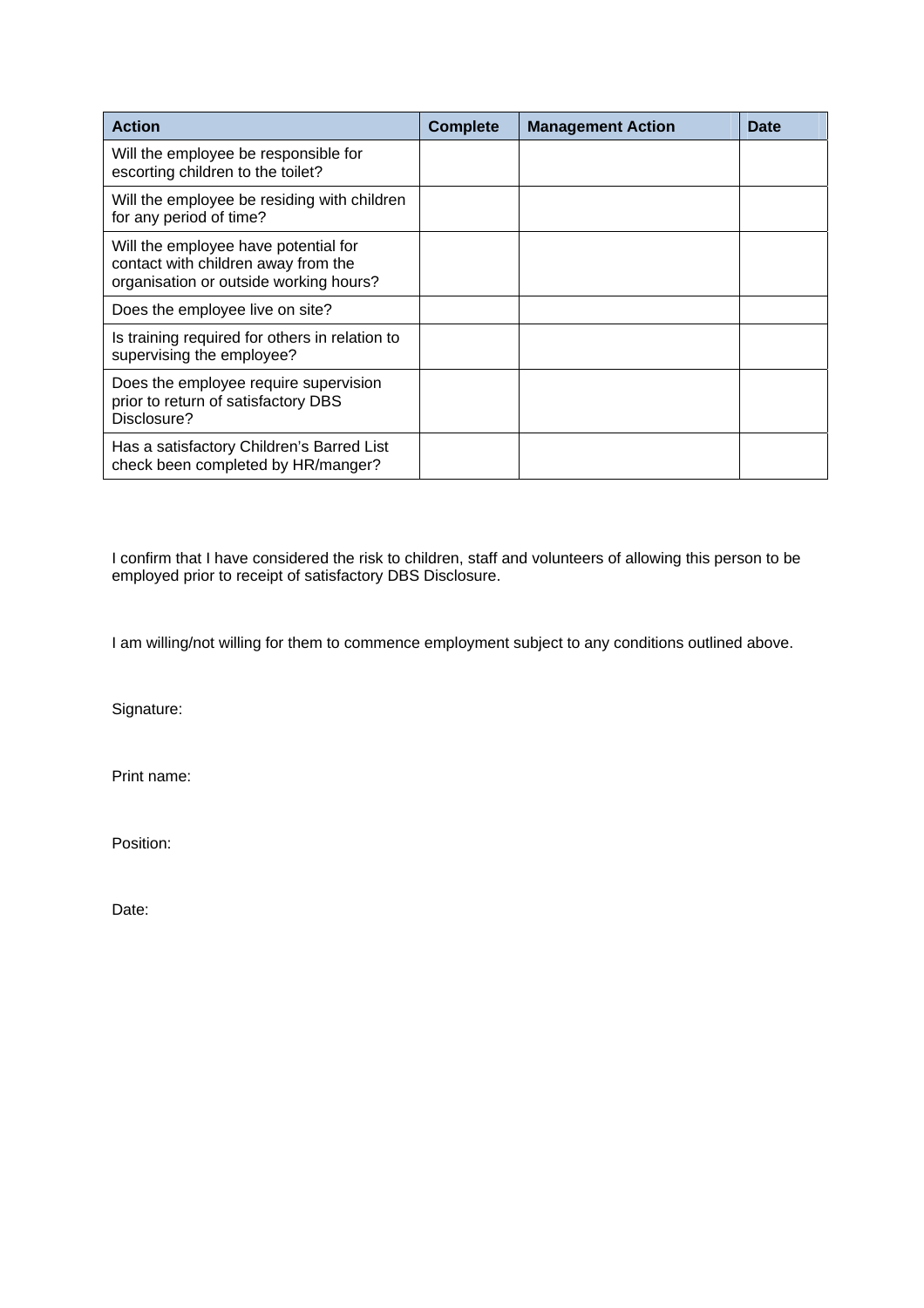| Action | Complete | Management Action | Date |
| --- | --- | --- | --- |
| Will the employee be responsible for escorting children to the toilet? | | | |
| Will the employee be residing with children for any period of time? | | | |
| Will the employee have potential for contact with children away from the organisation or outside working hours? | | | |
| Does the employee live on site? | | | |
| Is training required for others in relation to supervising the employee? | | | |
| Does the employee require supervision prior to return of satisfactory DBS Disclosure? | | | |
| Has a satisfactory Children's Barred List check been completed by HR/manger? | | | |

I confirm that I have considered the risk to children, staff and volunteers of allowing this person to be employed prior to receipt of satisfactory DBS Disclosure.

I am willing/not willing for them to commence employment subject to any conditions outlined above.

Signature:

Print name:

Position:

Date: